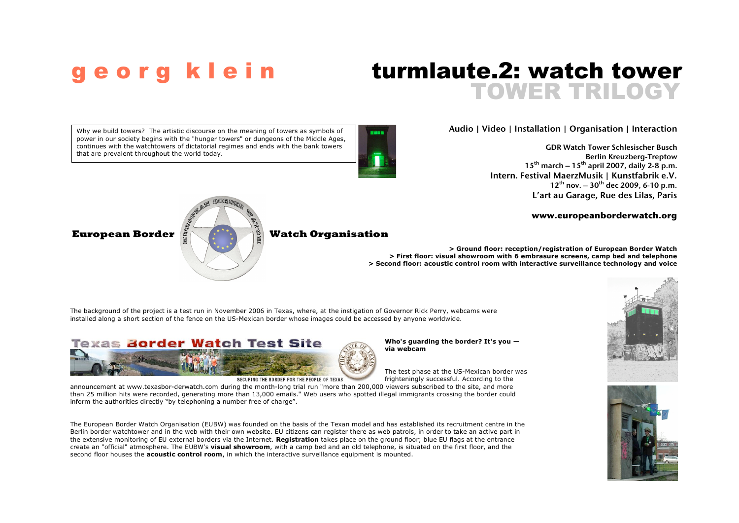# georg klein

# turmlaute.2: watch tower

## TOWER TRILOGY

Why we build towers? The artistic discourse on the meaning of towers as symbols of power in our society begins with the "hunger towers" or dungeons of the Middle Ages, continues with the watchtowers of dictatorial regimes and ends with the bank towers that are prevalent throughout the world today.

**Audio | Video | Installation | Organisation | Interaction**

**GDR Watch Tower Schlesischer Busch**
**Berlin Kreuzberg-Treptow**
**15th march – 15th april 2007, daily 2-8 p.m.**
**Intern. Festival MaerzMusik | Kunstfabrik e.V.**
**12th nov. – 30th dec 2009, 6-10 p.m.**
**L'art au Garage, Rue des Lilas, Paris**

**www.europeanborderwatch.org**

**European Border Watch Organisation**

**> Ground floor: reception/registration of European Border Watch**
**> First floor: visual showroom with 6 embrasure screens, camp bed and telephone**
**> Second floor: acoustic control room with interactive surveillance technology and voice**

The background of the project is a test run in November 2006 in Texas, where, at the instigation of Governor Rick Perry, webcams were installed along a short section of the fence on the US-Mexican border whose images could be accessed by anyone worldwide.

Texas Border Watch Test Site
SECURING THE BORDER FOR THE PEOPLE OF TEXAS

**Who's guarding the border? It's you — via webcam**

The test phase at the US-Mexican border was frighteningly successful. According to the announcement at www.texasbor-derwatch.com during the month-long trial run "more than 200,000 viewers subscribed to the site, and more than 25 million hits were recorded, generating more than 13,000 emails." Web users who spotted illegal immigrants crossing the border could inform the authorities directly "by telephoning a number free of charge".

The European Border Watch Organisation (EUBW) was founded on the basis of the Texan model and has established its recruitment centre in the Berlin border watchtower and in the web with their own website. EU citizens can register there as web patrols, in order to take an active part in the extensive monitoring of EU external borders via the Internet. **Registration** takes place on the ground floor; blue EU flags at the entrance create an "official" atmosphere. The EUBW's **visual showroom**, with a camp bed and an old telephone, is situated on the first floor, and the second floor houses the **acoustic control room**, in which the interactive surveillance equipment is mounted.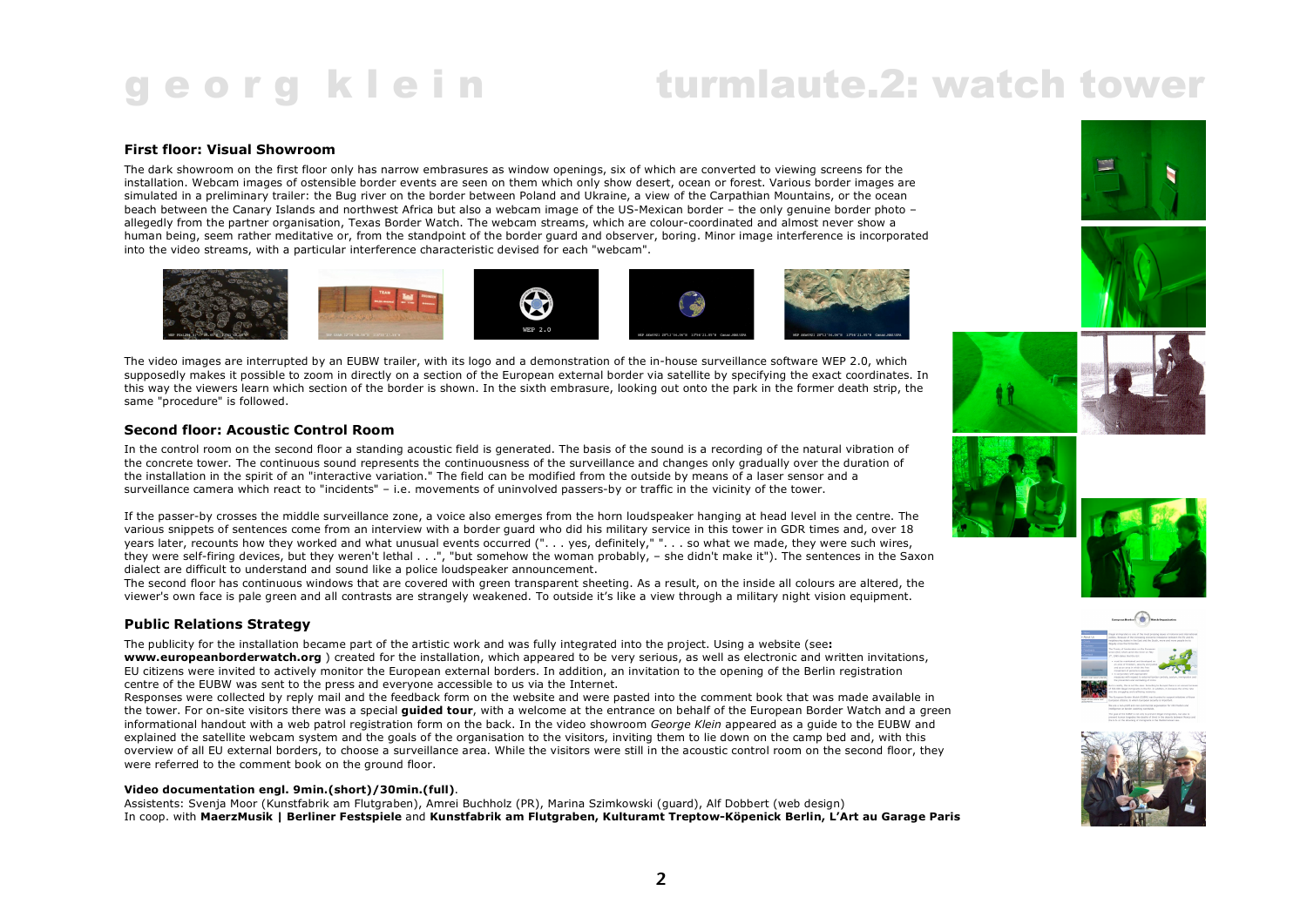## First floor: Visual Showroom

The dark showroom on the first floor only has narrow embrasures as window openings, six of which are converted to viewing screens for the installation. Webcam images of ostensible border events are seen on them which only show desert, ocean or forest. Various border images are simulated in a preliminary trailer: the Bug river on the border between Poland and Ukraine, a view of the Carpathian Mountains, or the ocean beach between the Canary Islands and northwest Africa but also a webcam image of the US-Mexican border – the only genuine border photo – allegedly from the partner organisation, Texas Border Watch. The webcam streams, which are colour-coordinated and almost never show a human being, seem rather meditative or, from the standpoint of the border guard and observer, boring. Minor image interference is incorporated into the video streams, with a particular interference characteristic devised for each "webcam".

The video images are interrupted by an EUBW trailer, with its logo and a demonstration of the in-house surveillance software WEP 2.0, which supposedly makes it possible to zoom in directly on a section of the European external border via satellite by specifying the exact coordinates. In this way the viewers learn which section of the border is shown. In the sixth embrasure, looking out onto the park in the former death strip, the same "procedure" is followed.

## Second floor: Acoustic Control Room

In the control room on the second floor a standing acoustic field is generated. The basis of the sound is a recording of the natural vibration of the concrete tower. The continuous sound represents the continuousness of the surveillance and changes only gradually over the duration of the installation in the spirit of an "interactive variation." The field can be modified from the outside by means of a laser sensor and a surveillance camera which react to "incidents" – i.e. movements of uninvolved passers-by or traffic in the vicinity of the tower.

If the passer-by crosses the middle surveillance zone, a voice also emerges from the horn loudspeaker hanging at head level in the centre. The various snippets of sentences come from an interview with a border guard who did his military service in this tower in GDR times and, over 18 years later, recounts how they worked and what unusual events occurred (". . . yes, definitely," ". . . so what we made, they were such wires, they were self-firing devices, but they weren't lethal . . .", "but somehow the woman probably, – she didn't make it"). The sentences in the Saxon dialect are difficult to understand and sound like a police loudspeaker announcement.
The second floor has continuous windows that are covered with green transparent sheeting. As a result, on the inside all colours are altered, the viewer's own face is pale green and all contrasts are strangely weakened. To outside it's like a view through a military night vision equipment.

## Public Relations Strategy

The publicity for the installation became part of the artistic work and was fully integrated into the project. Using a website (see: **www.europeanborderwatch.org** ) created for the installation, which appeared to be very serious, as well as electronic and written invitations, EU citizens were invited to actively monitor the European external borders. In addition, an invitation to the opening of the Berlin registration centre of the EUBW was sent to the press and everyone accessible to us via the Internet.
Responses were collected by reply mail and the feedback form on the website and were pasted into the comment book that was made available in the tower. For on-site visitors there was a guided **guided tour**, with a welcome at the entrance on behalf of the European Border Watch and a green informational handout with a web patrol registration form on the back. In the video showroom *George Klein* appeared as a guide to the EUBW and explained the satellite webcam system and the goals of the organisation to the visitors, inviting them to lie down on the camp bed and, with this overview of all EU external borders, to choose a surveillance area. While the visitors were still in the acoustic control room on the second floor, they were referred to the comment book on the ground floor.

**Video documentation engl. 9min.(short)/30min.(full)**.
Assistants: Svenja Moor (Kunstfabrik am Flutgraben), Amrei Buchholz (PR), Marina Szimkowski (guard), Alf Dobbert (web design)
In coop. with **MaerzMusik | Berliner Festspiele** and **Kunstfabrik am Flutgraben, Kulturamt Treptow-Köpenick Berlin, L'Art au Garage Paris**